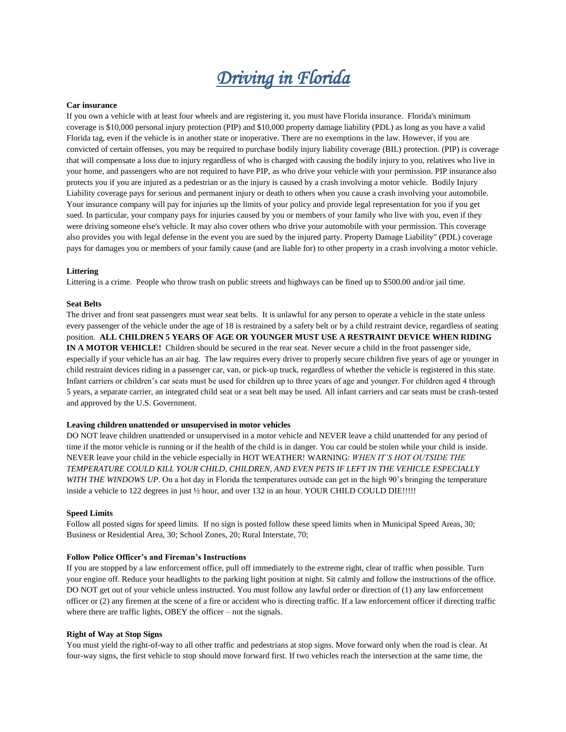# *Driving in Florida*

**Car insurance**

If you own a vehicle with at least four wheels and are registering it, you must have Florida insurance. Florida's minimum coverage is $10,000 personal injury protection (PIP) and $10,000 property damage liability (PDL) as long as you have a valid Florida tag, even if the vehicle is in another state or inoperative. There are no exemptions in the law. However, if you are convicted of certain offenses, you may be required to purchase bodily injury liability coverage (BIL) protection. (PIP) is coverage that will compensate a loss due to injury regardless of who is charged with causing the bodily injury to you, relatives who live in your home, and passengers who are not required to have PIP, as who drive your vehicle with your permission. PIP insurance also protects you if you are injured as a pedestrian or as the injury is caused by a crash involving a motor vehicle. Bodily Injury Liability coverage pays for serious and permanent injury or death to others when you cause a crash involving your automobile. Your insurance company will pay for injuries up the limits of your policy and provide legal representation for you if you get sued. In particular, your company pays for injuries caused by you or members of your family who live with you, even if they were driving someone else's vehicle. It may also cover others who drive your automobile with your permission. This coverage also provides you with legal defense in the event you are sued by the injured party. Property Damage Liability" (PDL) coverage pays for damages you or members of your family cause (and are liable for) to other property in a crash involving a motor vehicle.

**Littering**

Littering is a crime. People who throw trash on public streets and highways can be fined up to $500.00 and/or jail time.

**Seat Belts**

The driver and front seat passengers must wear seat belts. It is unlawful for any person to operate a vehicle in the state unless every passenger of the vehicle under the age of 18 is restrained by a safety belt or by a child restraint device, regardless of seating position. **ALL CHILDREN 5 YEARS OF AGE OR YOUNGER MUST USE A RESTRAINT DEVICE WHEN RIDING IN A MOTOR VEHICLE!** Children should be secured in the rear seat. Never secure a child in the front passenger side, especially if your vehicle has an air bag. The law requires every driver to properly secure children five years of age or younger in child restraint devices riding in a passenger car, van, or pick-up truck, regardless of whether the vehicle is registered in this state. Infant carriers or children's car seats must be used for children up to three years of age and younger. For children aged 4 through 5 years, a separate carrier, an integrated child seat or a seat belt may be used. All infant carriers and car seats must be crash-tested and approved by the U.S. Government.

**Leaving children unattended or unsupervised in motor vehicles**

DO NOT leave children unattended or unsupervised in a motor vehicle and NEVER leave a child unattended for any period of time if the motor vehicle is running or if the health of the child is in danger. You car could be stolen while your child is inside. NEVER leave your child in the vehicle especially in HOT WEATHER! WARNING: *WHEN IT'S HOT OUTSIDE THE TEMPERATURE COULD KILL YOUR CHILD, CHILDREN, AND EVEN PETS IF LEFT IN THE VEHICLE ESPECIALLY WITH THE WINDOWS UP.* On a hot day in Florida the temperatures outside can get in the high 90's bringing the temperature inside a vehicle to 122 degrees in just ½ hour, and over 132 in an hour. YOUR CHILD COULD DIE!!!!!

**Speed Limits**

Follow all posted signs for speed limits. If no sign is posted follow these speed limits when in Municipal Speed Areas, 30; Business or Residential Area, 30; School Zones, 20; Rural Interstate, 70;

**Follow Police Officer's and Fireman's Instructions**

If you are stopped by a law enforcement office, pull off immediately to the extreme right, clear of traffic when possible. Turn your engine off. Reduce your headlights to the parking light position at night. Sit calmly and follow the instructions of the office. DO NOT get out of your vehicle unless instructed. You must follow any lawful order or direction of (1) any law enforcement officer or (2) any firemen at the scene of a fire or accident who is directing traffic. If a law enforcement officer if directing traffic where there are traffic lights, OBEY the officer – not the signals.

**Right of Way at Stop Signs**

You must yield the right-of-way to all other traffic and pedestrians at stop signs. Move forward only when the road is clear. At four-way signs, the first vehicle to stop should move forward first. If two vehicles reach the intersection at the same time, the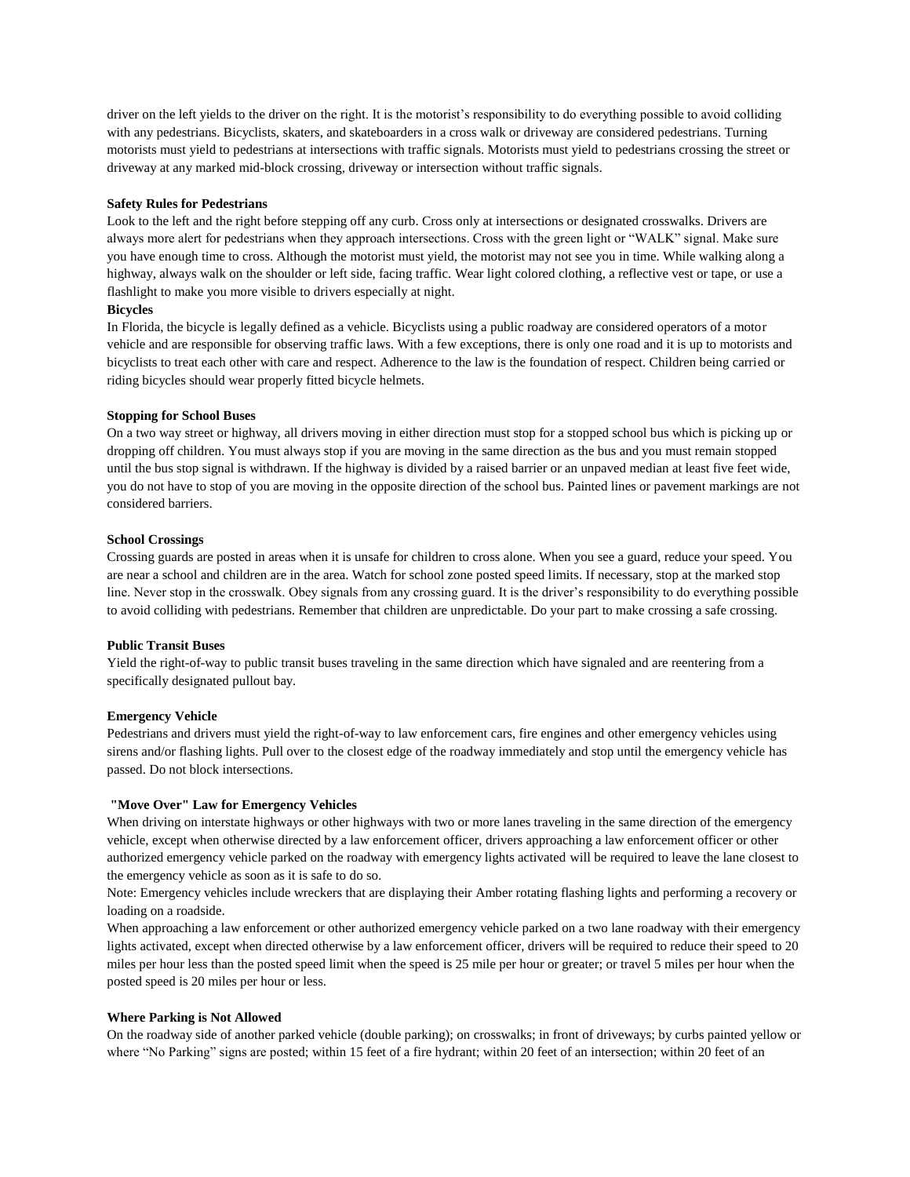driver on the left yields to the driver on the right. It is the motorist's responsibility to do everything possible to avoid colliding with any pedestrians. Bicyclists, skaters, and skateboarders in a cross walk or driveway are considered pedestrians. Turning motorists must yield to pedestrians at intersections with traffic signals. Motorists must yield to pedestrians crossing the street or driveway at any marked mid-block crossing, driveway or intersection without traffic signals.

**Safety Rules for Pedestrians**

Look to the left and the right before stepping off any curb. Cross only at intersections or designated crosswalks. Drivers are always more alert for pedestrians when they approach intersections. Cross with the green light or "WALK" signal. Make sure you have enough time to cross. Although the motorist must yield, the motorist may not see you in time. While walking along a highway, always walk on the shoulder or left side, facing traffic. Wear light colored clothing, a reflective vest or tape, or use a flashlight to make you more visible to drivers especially at night.

**Bicycles**

In Florida, the bicycle is legally defined as a vehicle. Bicyclists using a public roadway are considered operators of a motor vehicle and are responsible for observing traffic laws. With a few exceptions, there is only one road and it is up to motorists and bicyclists to treat each other with care and respect. Adherence to the law is the foundation of respect. Children being carried or riding bicycles should wear properly fitted bicycle helmets.

**Stopping for School Buses**

On a two way street or highway, all drivers moving in either direction must stop for a stopped school bus which is picking up or dropping off children. You must always stop if you are moving in the same direction as the bus and you must remain stopped until the bus stop signal is withdrawn. If the highway is divided by a raised barrier or an unpaved median at least five feet wide, you do not have to stop of you are moving in the opposite direction of the school bus. Painted lines or pavement markings are not considered barriers.

**School Crossings**

Crossing guards are posted in areas when it is unsafe for children to cross alone. When you see a guard, reduce your speed. You are near a school and children are in the area. Watch for school zone posted speed limits. If necessary, stop at the marked stop line. Never stop in the crosswalk. Obey signals from any crossing guard. It is the driver's responsibility to do everything possible to avoid colliding with pedestrians. Remember that children are unpredictable. Do your part to make crossing a safe crossing.

**Public Transit Buses**

Yield the right-of-way to public transit buses traveling in the same direction which have signaled and are reentering from a specifically designated pullout bay.

**Emergency Vehicle**

Pedestrians and drivers must yield the right-of-way to law enforcement cars, fire engines and other emergency vehicles using sirens and/or flashing lights. Pull over to the closest edge of the roadway immediately and stop until the emergency vehicle has passed. Do not block intersections.

**"Move Over" Law for Emergency Vehicles**

When driving on interstate highways or other highways with two or more lanes traveling in the same direction of the emergency vehicle, except when otherwise directed by a law enforcement officer, drivers approaching a law enforcement officer or other authorized emergency vehicle parked on the roadway with emergency lights activated will be required to leave the lane closest to the emergency vehicle as soon as it is safe to do so.

Note: Emergency vehicles include wreckers that are displaying their Amber rotating flashing lights and performing a recovery or loading on a roadside.

When approaching a law enforcement or other authorized emergency vehicle parked on a two lane roadway with their emergency lights activated, except when directed otherwise by a law enforcement officer, drivers will be required to reduce their speed to 20 miles per hour less than the posted speed limit when the speed is 25 mile per hour or greater; or travel 5 miles per hour when the posted speed is 20 miles per hour or less.

**Where Parking is Not Allowed**

On the roadway side of another parked vehicle (double parking); on crosswalks; in front of driveways; by curbs painted yellow or where "No Parking" signs are posted; within 15 feet of a fire hydrant; within 20 feet of an intersection; within 20 feet of an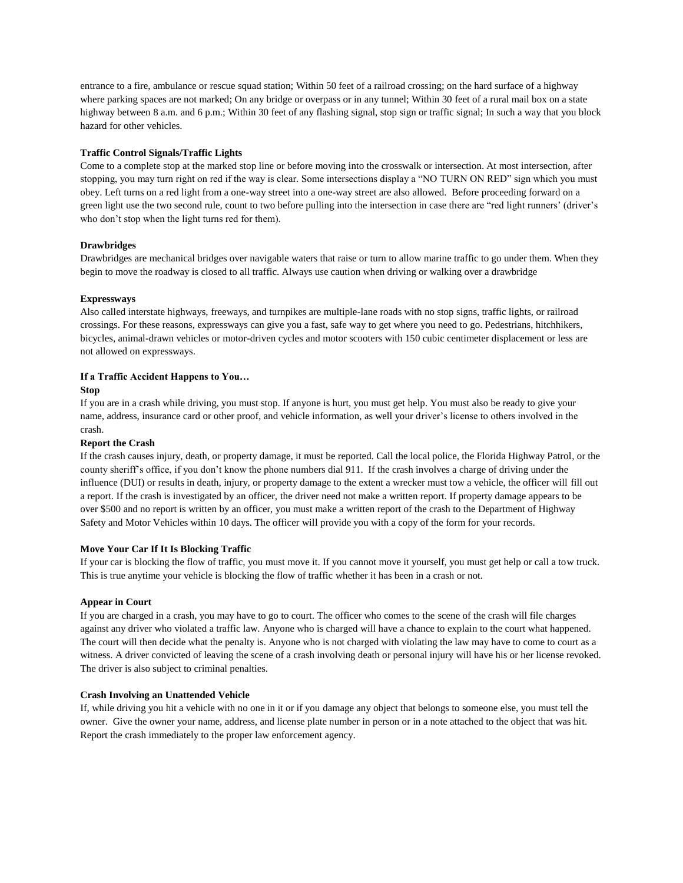entrance to a fire, ambulance or rescue squad station; Within 50 feet of a railroad crossing; on the hard surface of a highway where parking spaces are not marked; On any bridge or overpass or in any tunnel; Within 30 feet of a rural mail box on a state highway between 8 a.m. and 6 p.m.; Within 30 feet of any flashing signal, stop sign or traffic signal; In such a way that you block hazard for other vehicles.

**Traffic Control Signals/Traffic Lights**

Come to a complete stop at the marked stop line or before moving into the crosswalk or intersection. At most intersection, after stopping, you may turn right on red if the way is clear. Some intersections display a "NO TURN ON RED" sign which you must obey. Left turns on a red light from a one-way street into a one-way street are also allowed. Before proceeding forward on a green light use the two second rule, count to two before pulling into the intersection in case there are "red light runners' (driver's who don't stop when the light turns red for them).

**Drawbridges**

Drawbridges are mechanical bridges over navigable waters that raise or turn to allow marine traffic to go under them. When they begin to move the roadway is closed to all traffic. Always use caution when driving or walking over a drawbridge

**Expressways**

Also called interstate highways, freeways, and turnpikes are multiple-lane roads with no stop signs, traffic lights, or railroad crossings. For these reasons, expressways can give you a fast, safe way to get where you need to go. Pedestrians, hitchhikers, bicycles, animal-drawn vehicles or motor-driven cycles and motor scooters with 150 cubic centimeter displacement or less are not allowed on expressways.

**If a Traffic Accident Happens to You…**

**Stop**

If you are in a crash while driving, you must stop. If anyone is hurt, you must get help. You must also be ready to give your name, address, insurance card or other proof, and vehicle information, as well your driver's license to others involved in the crash.

**Report the Crash**

If the crash causes injury, death, or property damage, it must be reported. Call the local police, the Florida Highway Patrol, or the county sheriff's office, if you don't know the phone numbers dial 911. If the crash involves a charge of driving under the influence (DUI) or results in death, injury, or property damage to the extent a wrecker must tow a vehicle, the officer will fill out a report. If the crash is investigated by an officer, the driver need not make a written report. If property damage appears to be over $500 and no report is written by an officer, you must make a written report of the crash to the Department of Highway Safety and Motor Vehicles within 10 days. The officer will provide you with a copy of the form for your records.

**Move Your Car If It Is Blocking Traffic**

If your car is blocking the flow of traffic, you must move it. If you cannot move it yourself, you must get help or call a tow truck. This is true anytime your vehicle is blocking the flow of traffic whether it has been in a crash or not.

**Appear in Court**

If you are charged in a crash, you may have to go to court. The officer who comes to the scene of the crash will file charges against any driver who violated a traffic law. Anyone who is charged will have a chance to explain to the court what happened. The court will then decide what the penalty is. Anyone who is not charged with violating the law may have to come to court as a witness. A driver convicted of leaving the scene of a crash involving death or personal injury will have his or her license revoked. The driver is also subject to criminal penalties.

**Crash Involving an Unattended Vehicle**

If, while driving you hit a vehicle with no one in it or if you damage any object that belongs to someone else, you must tell the owner. Give the owner your name, address, and license plate number in person or in a note attached to the object that was hit. Report the crash immediately to the proper law enforcement agency.